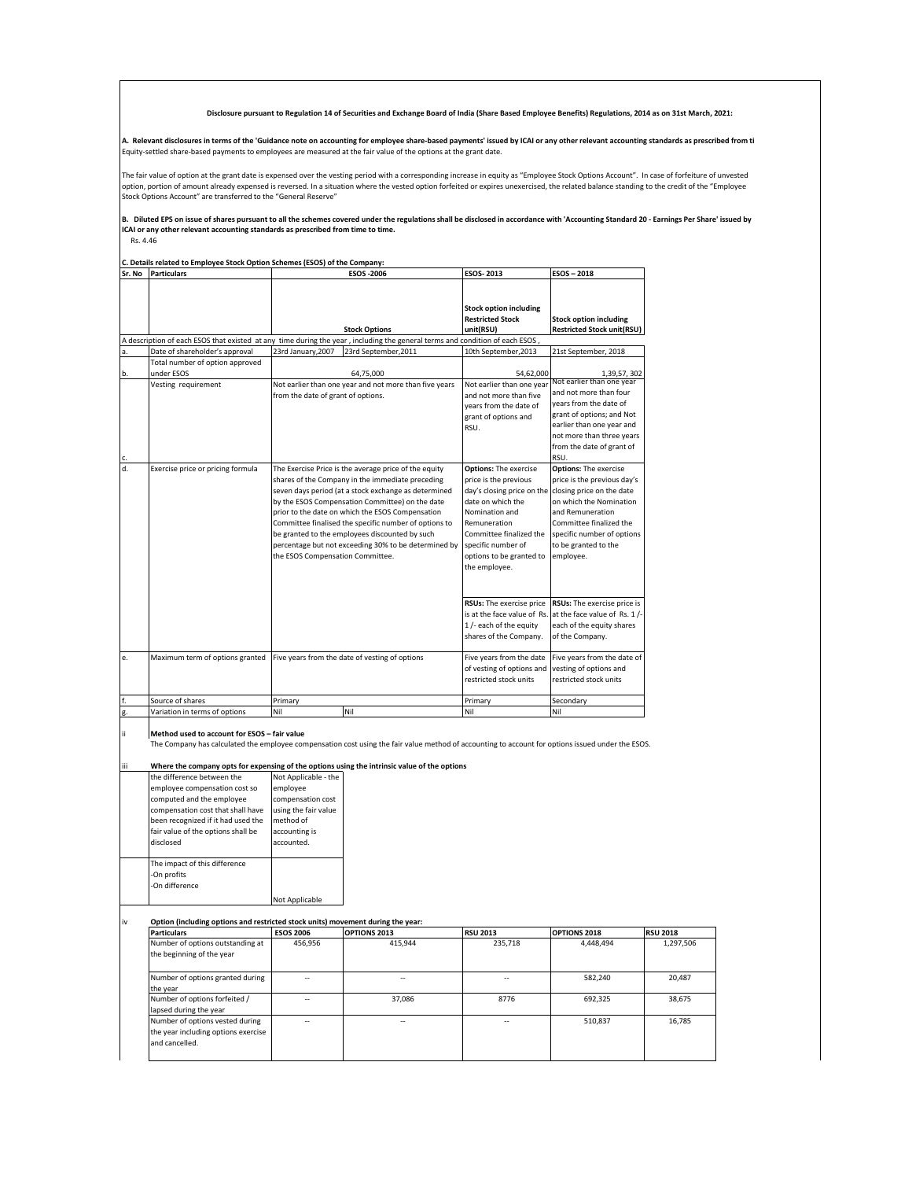**Disclosure pursuant to Regulation 14 of Securities and Exchange Board of India (Share Based Employee Benefits) Regulations, 2014 as on 31st March, 2021:**

**A. Relevant disclosures in terms of the 'Guidance note on accounting for employee share-based payments' issued by ICAI or any other relevant accounting standards as prescribed from ti**

Equity-settled share-based payments to employees are measured at the fair value of the options at the grant date.

The fair value of option at the grant date is expensed over the vesting period with a corresponding increase in equity as "Employee Stock Options Account". In case of forfeiture of unvested option, portion of amount already expensed is reversed. In a situation where the vested option forfeited or expires unexercised, the related balance standing to the credit of the "Employee Stock Options Account" are transferred to the "General Reserve"

**B. Diluted EPS on issue of shares pursuant to all the schemes covered under the regulations shall be disclosed in accordance with 'Accounting Standard 20 - Earnings Per Share' issued by ICAI or any other relevant accounting standards as prescribed from time to time.**

Rs. 4.46

**C. Details related to Employee Stock Option Schemes (ESOS) of the Company:**

| Sr. No | Particulars | ESOS -2006 | | ESOS- 2013 | ESOS – 2018 |
|---|---|---|---|---|---|
| | | Stock Options | | Stock option including Restricted Stock unit(RSU) | Stock option including Restricted Stock unit(RSU) |
| A description of each ESOS that existed at any time during the year , including the general terms and condition of each ESOS , | | | | | |
| a. | Date of shareholder's approval | 23rd January,2007 | 23rd September,2011 | 10th September,2013 | 21st September, 2018 |
| b. | Total number of option approved under ESOS | 64,75,000 | | 54,62,000 | 1,39,57, 302 |
| c. | Vesting requirement | Not earlier than one year and not more than five years from the date of grant of options. | | Not earlier than one year and not more than five years from the date of grant of options and RSU. | Not earlier than one year and not more than four years from the date of grant of options; and Not earlier than one year and not more than three years from the date of grant of RSU. |
| d. | Exercise price or pricing formula | The Exercise Price is the average price of the equity shares of the Company in the immediate preceding seven days period (at a stock exchange as determined by the ESOS Compensation Committee) on the date prior to the date on which the ESOS Compensation Committee finalised the specific number of options to be granted to the employees discounted by such percentage but not exceeding 30% to be determined by the ESOS Compensation Committee. | | **Options:** The exercise price is the previous day's closing price on the date on which the Nomination and Remuneration Committee finalized the specific number of options to be granted to the employee.<br><br>**RSUs:** The exercise price is at the face value of Rs. 1 /- each of the equity shares of the Company. | **Options:** The exercise price is the previous day's closing price on the date on which the Nomination and Remuneration Committee finalized the specific number of options to be granted to the employee.<br><br>**RSUs:** The exercise price is at the face value of Rs. 1 /- each of the equity shares of the Company. |
| e. | Maximum term of options granted | Five years from the date of vesting of options | | Five years from the date of vesting of options and restricted stock units | Five years from the date of vesting of options and restricted stock units |
| f. | Source of shares | Primary | | Primary | Secondary |
| g. | Variation in terms of options | Nil | Nil | Nil | Nil |

ii **Method used to account for ESOS – fair value**

The Company has calculated the employee compensation cost using the fair value method of accounting to account for options issued under the ESOS.

iii **Where the company opts for expensing of the options using the intrinsic value of the options**

| | |
|---|---|
| the difference between the employee compensation cost so computed and the employee compensation cost that shall have been recognized if it had used the fair value of the options shall be disclosed | Not Applicable - the employee compensation cost using the fair value method of accounting is accounted. |
| The impact of this difference<br>-On profits<br>-On difference | Not Applicable |

iv **Option (including options and restricted stock units) movement during the year:**

| Particulars | ESOS 2006 | OPTIONS 2013 | RSU 2013 | OPTIONS 2018 | RSU 2018 |
|---|---|---|---|---|---|
| Number of options outstanding at the beginning of the year | 456,956 | 415,944 | 235,718 | 4,448,494 | 1,297,506 |
| Number of options granted during the year | -- | -- | -- | 582,240 | 20,487 |
| Number of options forfeited / lapsed during the year | -- | 37,086 | 8776 | 692,325 | 38,675 |
| Number of options vested during the year including options exercise and cancelled. | -- | -- | -- | 510,837 | 16,785 |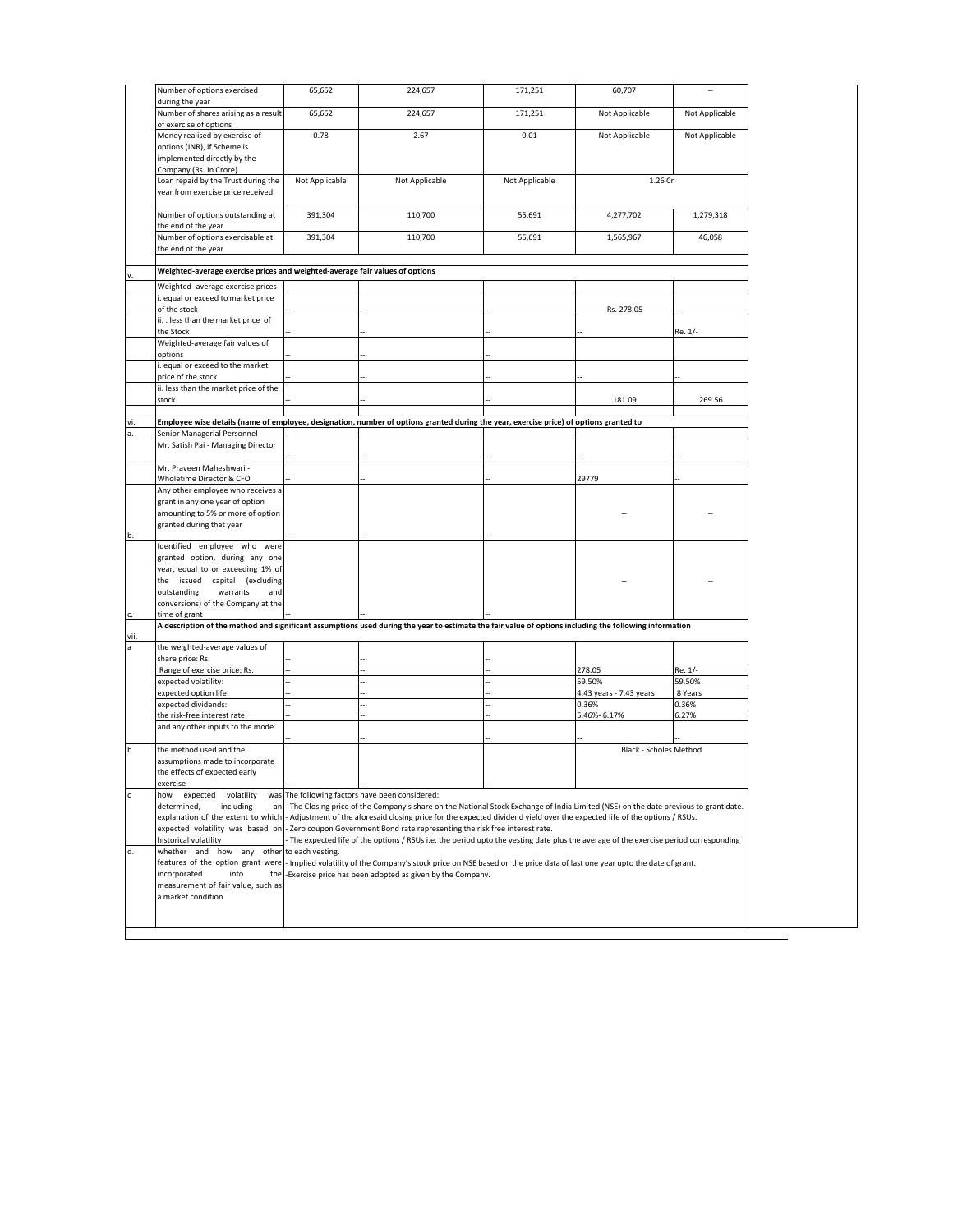| | | | | | | |
|---|---|---|---|---|---|---|
| | Number of options exercised during the year | 65,652 | 224,657 | 171,251 | 60,707 | -- |
| | Number of shares arising as a result of exercise of options | 65,652 | 224,657 | 171,251 | Not Applicable | Not Applicable |
| | Money realised by exercise of options (INR), if Scheme is implemented directly by the Company (Rs. In Crore) | 0.78 | 2.67 | 0.01 | Not Applicable | Not Applicable |
| | Loan repaid by the Trust during the year from exercise price received | Not Applicable | Not Applicable | Not Applicable | 1.26 Cr | |
| | Number of options outstanding at the end of the year | 391,304 | 110,700 | 55,691 | 4,277,702 | 1,279,318 |
| | Number of options exercisable at the end of the year | 391,304 | 110,700 | 55,691 | 1,565,967 | 46,058 |
| v. | **Weighted-average exercise prices and weighted-average fair values of options** | | | | | |
| | Weighted- average exercise prices | | | | | |
| | i. equal or exceed to market price of the stock | -- | -- | -- | Rs. 278.05 | -- |
| | ii. . less than the market price of the Stock | -- | -- | -- | -- | Re. 1/- |
| | Weighted-average fair values of options | -- | -- | -- | | |
| | i. equal or exceed to the market price of the stock | -- | -- | -- | -- | -- |
| | ii. less than the market price of the stock | -- | -- | -- | 181.09 | 269.56 |
| vi. | **Employee wise details (name of employee, designation, number of options granted during the year, exercise price) of options granted to** | | | | | |
| a. | Senior Managerial Personnel | | | | | |
| | Mr. Satish Pai - Managing Director | -- | -- | -- | -- | -- |
| | Mr. Praveen Maheshwari - Wholetime Director & CFO | -- | -- | -- | 29779 | -- |
| b. | Any other employee who receives a grant in any one year of option amounting to 5% or more of option granted during that year | -- | -- | -- | -- | -- |
| c. | Identified employee who were granted option, during any one year, equal to or exceeding 1% of the issued capital (excluding outstanding warrants and conversions) of the Company at the time of grant | -- | -- | -- | -- | -- |
| vii. | **A description of the method and significant assumptions used during the year to estimate the fair value of options including the following information** | | | | | |
| a | the weighted-average values of share price: Rs. | -- | -- | -- | | |
| | Range of exercise price: Rs. | -- | -- | -- | 278.05 | Re. 1/- |
| | expected volatility: | -- | -- | -- | 59.50% | 59.50% |
| | expected option life: | -- | -- | -- | 4.43 years - 7.43 years | 8 Years |
| | expected dividends: | -- | -- | -- | 0.36% | 0.36% |
| | the risk-free interest rate: | -- | -- | -- | 5.46%- 6.17% | 6.27% |
| | and any other inputs to the mode | -- | -- | -- | -- | -- |
| b | the method used and the assumptions made to incorporate the effects of expected early exercise | -- | -- | -- | Black - Scholes Method | |
| c | how expected volatility was determined, including an explanation of the extent to which expected volatility was based on historical volatility | The following factors have been considered:<br>- The Closing price of the Company's share on the National Stock Exchange of India Limited (NSE) on the date previous to grant date.<br>- Adjustment of the aforesaid closing price for the expected dividend yield over the expected life of the options / RSUs.<br>- Zero coupon Government Bond rate representing the risk free interest rate.<br>- The expected life of the options / RSUs i.e. the period upto the vesting date plus the average of the exercise period corresponding to each vesting.<br>- Implied volatility of the Company's stock price on NSE based on the price data of last one year upto the date of grant.<br>-Exercise price has been adopted as given by the Company. | | | | |
| d. | whether and how any other features of the option grant were incorporated into the measurement of fair value, such as a market condition | | | | | |